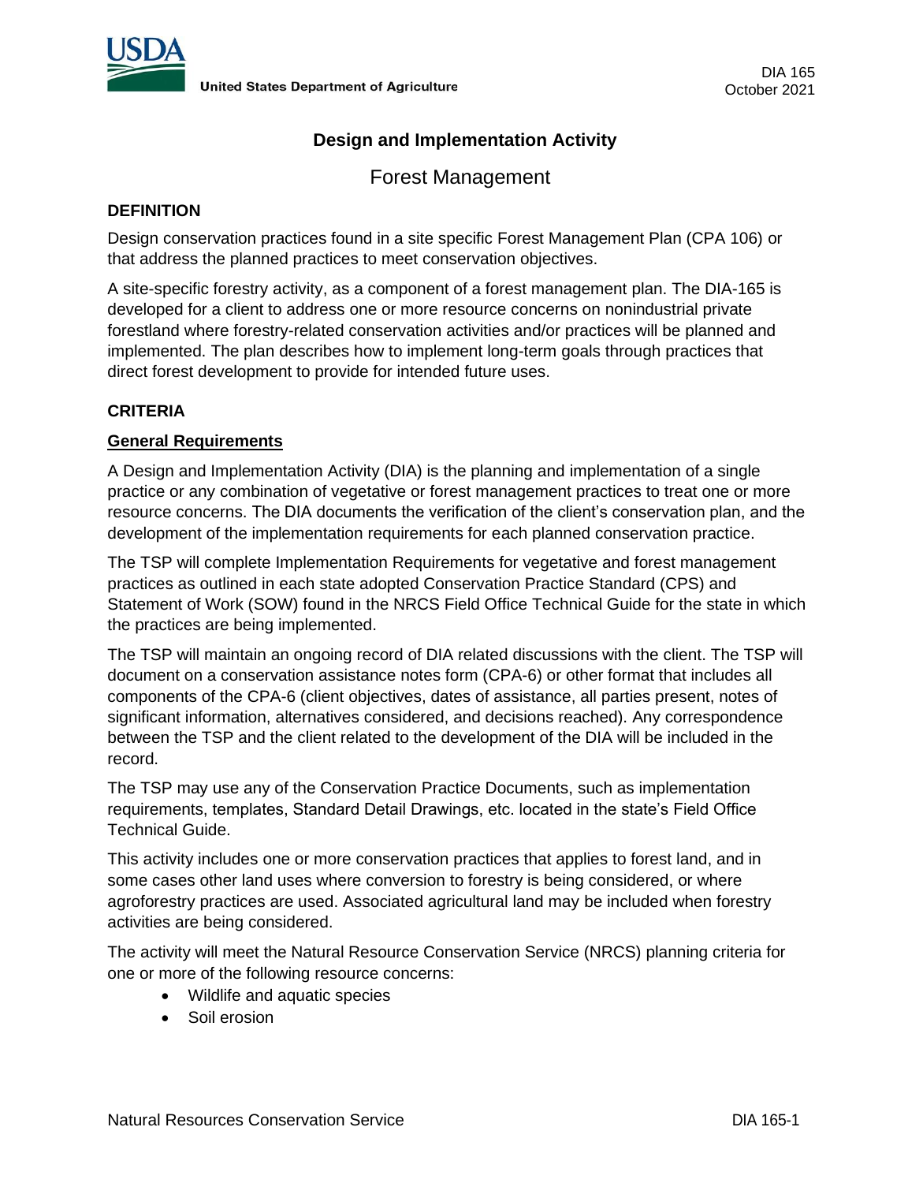DIA 165
October 2021

# Design and Implementation Activity

## Forest Management

### DEFINITION

Design conservation practices found in a site specific Forest Management Plan (CPA 106) or that address the planned practices to meet conservation objectives.

A site-specific forestry activity, as a component of a forest management plan. The DIA-165 is developed for a client to address one or more resource concerns on nonindustrial private forestland where forestry-related conservation activities and/or practices will be planned and implemented. The plan describes how to implement long-term goals through practices that direct forest development to provide for intended future uses.

### CRITERIA

**General Requirements**

A Design and Implementation Activity (DIA) is the planning and implementation of a single practice or any combination of vegetative or forest management practices to treat one or more resource concerns. The DIA documents the verification of the client's conservation plan, and the development of the implementation requirements for each planned conservation practice.

The TSP will complete Implementation Requirements for vegetative and forest management practices as outlined in each state adopted Conservation Practice Standard (CPS) and Statement of Work (SOW) found in the NRCS Field Office Technical Guide for the state in which the practices are being implemented.

The TSP will maintain an ongoing record of DIA related discussions with the client. The TSP will document on a conservation assistance notes form (CPA-6) or other format that includes all components of the CPA-6 (client objectives, dates of assistance, all parties present, notes of significant information, alternatives considered, and decisions reached). Any correspondence between the TSP and the client related to the development of the DIA will be included in the record.

The TSP may use any of the Conservation Practice Documents, such as implementation requirements, templates, Standard Detail Drawings, etc. located in the state's Field Office Technical Guide.

This activity includes one or more conservation practices that applies to forest land, and in some cases other land uses where conversion to forestry is being considered, or where agroforestry practices are used. Associated agricultural land may be included when forestry activities are being considered.

The activity will meet the Natural Resource Conservation Service (NRCS) planning criteria for one or more of the following resource concerns:

- Wildlife and aquatic species
- Soil erosion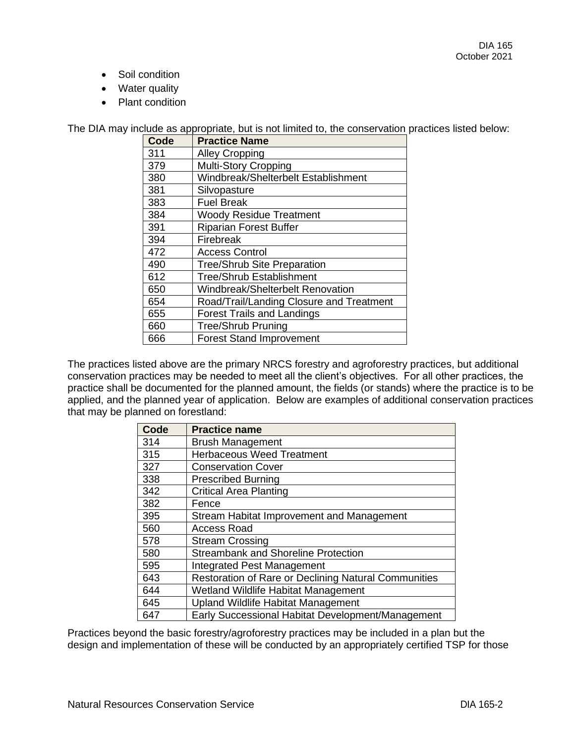- Soil condition
- Water quality
- Plant condition

The DIA may include as appropriate, but is not limited to, the conservation practices listed below:

| Code | Practice Name |
|---|---|
| 311 | Alley Cropping |
| 379 | Multi-Story Cropping |
| 380 | Windbreak/Shelterbelt Establishment |
| 381 | Silvopasture |
| 383 | Fuel Break |
| 384 | Woody Residue Treatment |
| 391 | Riparian Forest Buffer |
| 394 | Firebreak |
| 472 | Access Control |
| 490 | Tree/Shrub Site Preparation |
| 612 | Tree/Shrub Establishment |
| 650 | Windbreak/Shelterbelt Renovation |
| 654 | Road/Trail/Landing Closure and Treatment |
| 655 | Forest Trails and Landings |
| 660 | Tree/Shrub Pruning |
| 666 | Forest Stand Improvement |

The practices listed above are the primary NRCS forestry and agroforestry practices, but additional conservation practices may be needed to meet all the client's objectives. For all other practices, the practice shall be documented for the planned amount, the fields (or stands) where the practice is to be applied, and the planned year of application. Below are examples of additional conservation practices that may be planned on forestland:

| Code | Practice name |
|---|---|
| 314 | Brush Management |
| 315 | Herbaceous Weed Treatment |
| 327 | Conservation Cover |
| 338 | Prescribed Burning |
| 342 | Critical Area Planting |
| 382 | Fence |
| 395 | Stream Habitat Improvement and Management |
| 560 | Access Road |
| 578 | Stream Crossing |
| 580 | Streambank and Shoreline Protection |
| 595 | Integrated Pest Management |
| 643 | Restoration of Rare or Declining Natural Communities |
| 644 | Wetland Wildlife Habitat Management |
| 645 | Upland Wildlife Habitat Management |
| 647 | Early Successional Habitat Development/Management |

Practices beyond the basic forestry/agroforestry practices may be included in a plan but the design and implementation of these will be conducted by an appropriately certified TSP for those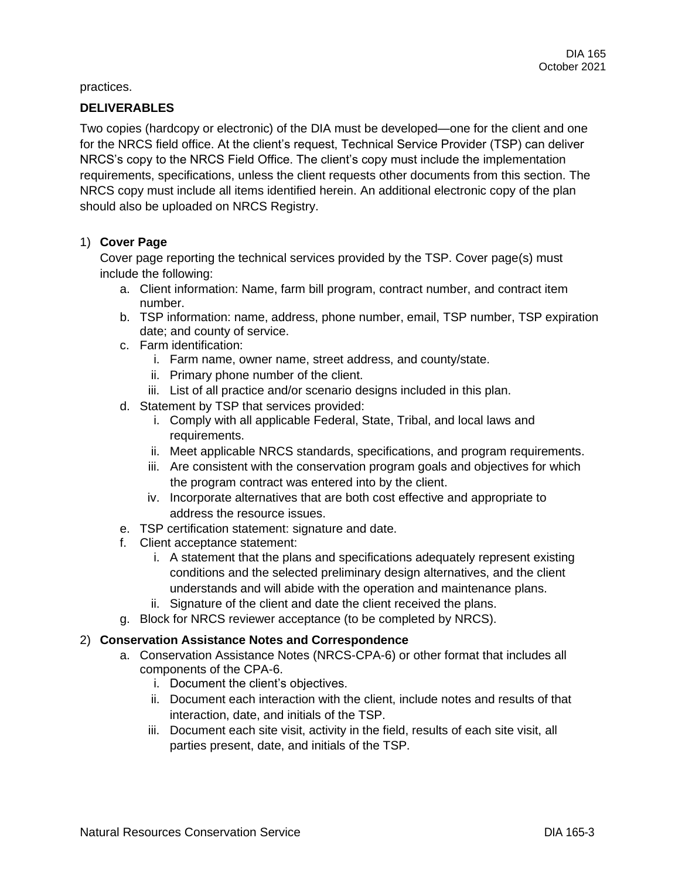practices.

**DELIVERABLES**

Two copies (hardcopy or electronic) of the DIA must be developed—one for the client and one for the NRCS field office. At the client's request, Technical Service Provider (TSP) can deliver NRCS's copy to the NRCS Field Office. The client's copy must include the implementation requirements, specifications, unless the client requests other documents from this section. The NRCS copy must include all items identified herein. An additional electronic copy of the plan should also be uploaded on NRCS Registry.

1) **Cover Page**

   Cover page reporting the technical services provided by the TSP. Cover page(s) must include the following:

   a. Client information: Name, farm bill program, contract number, and contract item number.
   b. TSP information: name, address, phone number, email, TSP number, TSP expiration date; and county of service.
   c. Farm identification:
      i. Farm name, owner name, street address, and county/state.
      ii. Primary phone number of the client.
      iii. List of all practice and/or scenario designs included in this plan.
   d. Statement by TSP that services provided:
      i. Comply with all applicable Federal, State, Tribal, and local laws and requirements.
      ii. Meet applicable NRCS standards, specifications, and program requirements.
      iii. Are consistent with the conservation program goals and objectives for which the program contract was entered into by the client.
      iv. Incorporate alternatives that are both cost effective and appropriate to address the resource issues.
   e. TSP certification statement: signature and date.
   f. Client acceptance statement:
      i. A statement that the plans and specifications adequately represent existing conditions and the selected preliminary design alternatives, and the client understands and will abide with the operation and maintenance plans.
      ii. Signature of the client and date the client received the plans.
   g. Block for NRCS reviewer acceptance (to be completed by NRCS).

2) **Conservation Assistance Notes and Correspondence**

   a. Conservation Assistance Notes (NRCS-CPA-6) or other format that includes all components of the CPA-6.
      i. Document the client's objectives.
      ii. Document each interaction with the client, include notes and results of that interaction, date, and initials of the TSP.
      iii. Document each site visit, activity in the field, results of each site visit, all parties present, date, and initials of the TSP.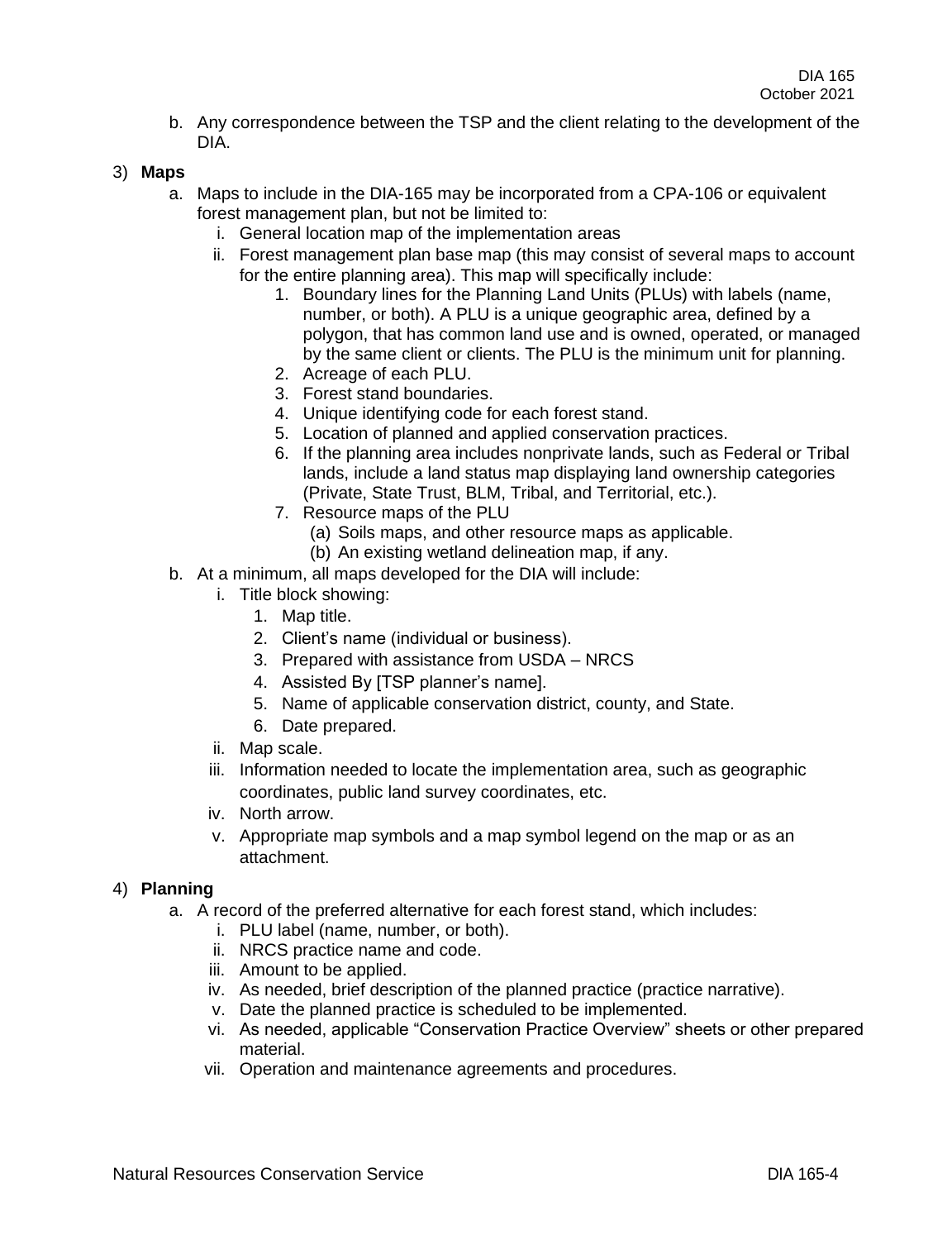b. Any correspondence between the TSP and the client relating to the development of the DIA.

3) **Maps**

a. Maps to include in the DIA-165 may be incorporated from a CPA-106 or equivalent forest management plan, but not be limited to:

  i. General location map of the implementation areas

  ii. Forest management plan base map (this may consist of several maps to account for the entire planning area). This map will specifically include:

    1. Boundary lines for the Planning Land Units (PLUs) with labels (name, number, or both). A PLU is a unique geographic area, defined by a polygon, that has common land use and is owned, operated, or managed by the same client or clients. The PLU is the minimum unit for planning.
    2. Acreage of each PLU.
    3. Forest stand boundaries.
    4. Unique identifying code for each forest stand.
    5. Location of planned and applied conservation practices.
    6. If the planning area includes nonprivate lands, such as Federal or Tribal lands, include a land status map displaying land ownership categories (Private, State Trust, BLM, Tribal, and Territorial, etc.).
    7. Resource maps of the PLU
      (a) Soils maps, and other resource maps as applicable.
      (b) An existing wetland delineation map, if any.

b. At a minimum, all maps developed for the DIA will include:

  i. Title block showing:

    1. Map title.
    2. Client's name (individual or business).
    3. Prepared with assistance from USDA – NRCS
    4. Assisted By [TSP planner's name].
    5. Name of applicable conservation district, county, and State.
    6. Date prepared.

  ii. Map scale.

  iii. Information needed to locate the implementation area, such as geographic coordinates, public land survey coordinates, etc.

  iv. North arrow.

  v. Appropriate map symbols and a map symbol legend on the map or as an attachment.

4) **Planning**

a. A record of the preferred alternative for each forest stand, which includes:

  i. PLU label (name, number, or both).

  ii. NRCS practice name and code.

  iii. Amount to be applied.

  iv. As needed, brief description of the planned practice (practice narrative).

  v. Date the planned practice is scheduled to be implemented.

  vi. As needed, applicable "Conservation Practice Overview" sheets or other prepared material.

  vii. Operation and maintenance agreements and procedures.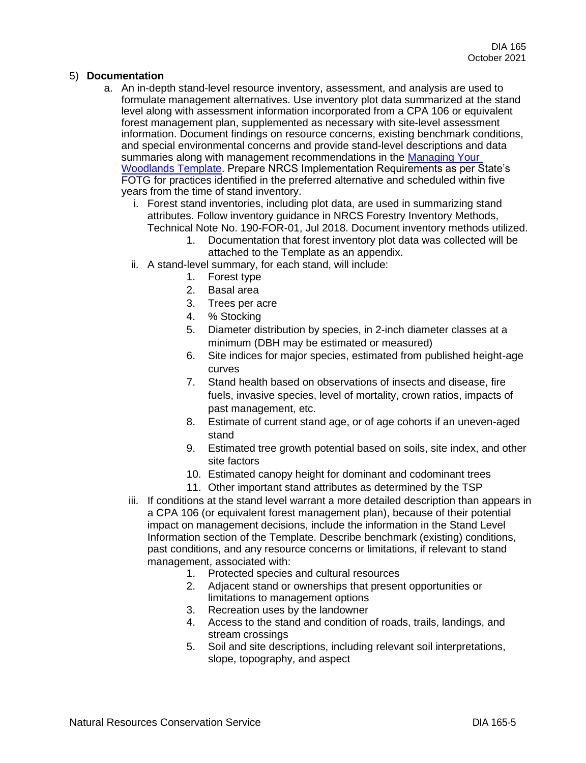5) **Documentation**

a. An in-depth stand-level resource inventory, assessment, and analysis are used to formulate management alternatives. Use inventory plot data summarized at the stand level along with assessment information incorporated from a CPA 106 or equivalent forest management plan, supplemented as necessary with site-level assessment information. Document findings on resource concerns, existing benchmark conditions, and special environmental concerns and provide stand-level descriptions and data summaries along with management recommendations in the [Managing Your Woodlands Template](). Prepare NRCS Implementation Requirements as per State's FOTG for practices identified in the preferred alternative and scheduled within five years from the time of stand inventory.

   i. Forest stand inventories, including plot data, are used in summarizing stand attributes. Follow inventory guidance in NRCS Forestry Inventory Methods, Technical Note No. 190-FOR-01, Jul 2018. Document inventory methods utilized.

      1. Documentation that forest inventory plot data was collected will be attached to the Template as an appendix.

   ii. A stand-level summary, for each stand, will include:

      1. Forest type
      2. Basal area
      3. Trees per acre
      4. % Stocking
      5. Diameter distribution by species, in 2-inch diameter classes at a minimum (DBH may be estimated or measured)
      6. Site indices for major species, estimated from published height-age curves
      7. Stand health based on observations of insects and disease, fire fuels, invasive species, level of mortality, crown ratios, impacts of past management, etc.
      8. Estimate of current stand age, or of age cohorts if an uneven-aged stand
      9. Estimated tree growth potential based on soils, site index, and other site factors
      10. Estimated canopy height for dominant and codominant trees
      11. Other important stand attributes as determined by the TSP

   iii. If conditions at the stand level warrant a more detailed description than appears in a CPA 106 (or equivalent forest management plan), because of their potential impact on management decisions, include the information in the Stand Level Information section of the Template. Describe benchmark (existing) conditions, past conditions, and any resource concerns or limitations, if relevant to stand management, associated with:

      1. Protected species and cultural resources
      2. Adjacent stand or ownerships that present opportunities or limitations to management options
      3. Recreation uses by the landowner
      4. Access to the stand and condition of roads, trails, landings, and stream crossings
      5. Soil and site descriptions, including relevant soil interpretations, slope, topography, and aspect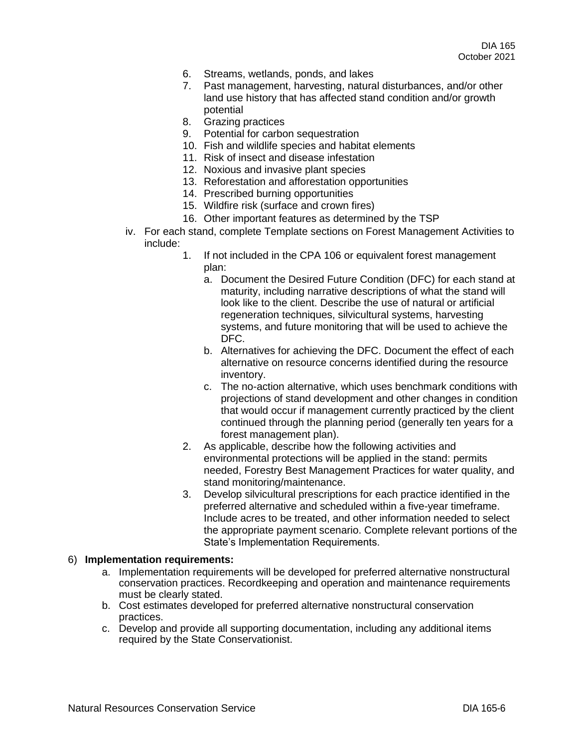6. Streams, wetlands, ponds, and lakes
7. Past management, harvesting, natural disturbances, and/or other land use history that has affected stand condition and/or growth potential
8. Grazing practices
9. Potential for carbon sequestration
10. Fish and wildlife species and habitat elements
11. Risk of insect and disease infestation
12. Noxious and invasive plant species
13. Reforestation and afforestation opportunities
14. Prescribed burning opportunities
15. Wildfire risk (surface and crown fires)
16. Other important features as determined by the TSP

iv. For each stand, complete Template sections on Forest Management Activities to include:

1. If not included in the CPA 106 or equivalent forest management plan:
   a. Document the Desired Future Condition (DFC) for each stand at maturity, including narrative descriptions of what the stand will look like to the client. Describe the use of natural or artificial regeneration techniques, silvicultural systems, harvesting systems, and future monitoring that will be used to achieve the DFC.
   b. Alternatives for achieving the DFC. Document the effect of each alternative on resource concerns identified during the resource inventory.
   c. The no-action alternative, which uses benchmark conditions with projections of stand development and other changes in condition that would occur if management currently practiced by the client continued through the planning period (generally ten years for a forest management plan).
2. As applicable, describe how the following activities and environmental protections will be applied in the stand: permits needed, Forestry Best Management Practices for water quality, and stand monitoring/maintenance.
3. Develop silvicultural prescriptions for each practice identified in the preferred alternative and scheduled within a five-year timeframe. Include acres to be treated, and other information needed to select the appropriate payment scenario. Complete relevant portions of the State's Implementation Requirements.

6) **Implementation requirements:**

a. Implementation requirements will be developed for preferred alternative nonstructural conservation practices. Recordkeeping and operation and maintenance requirements must be clearly stated.
b. Cost estimates developed for preferred alternative nonstructural conservation practices.
c. Develop and provide all supporting documentation, including any additional items required by the State Conservationist.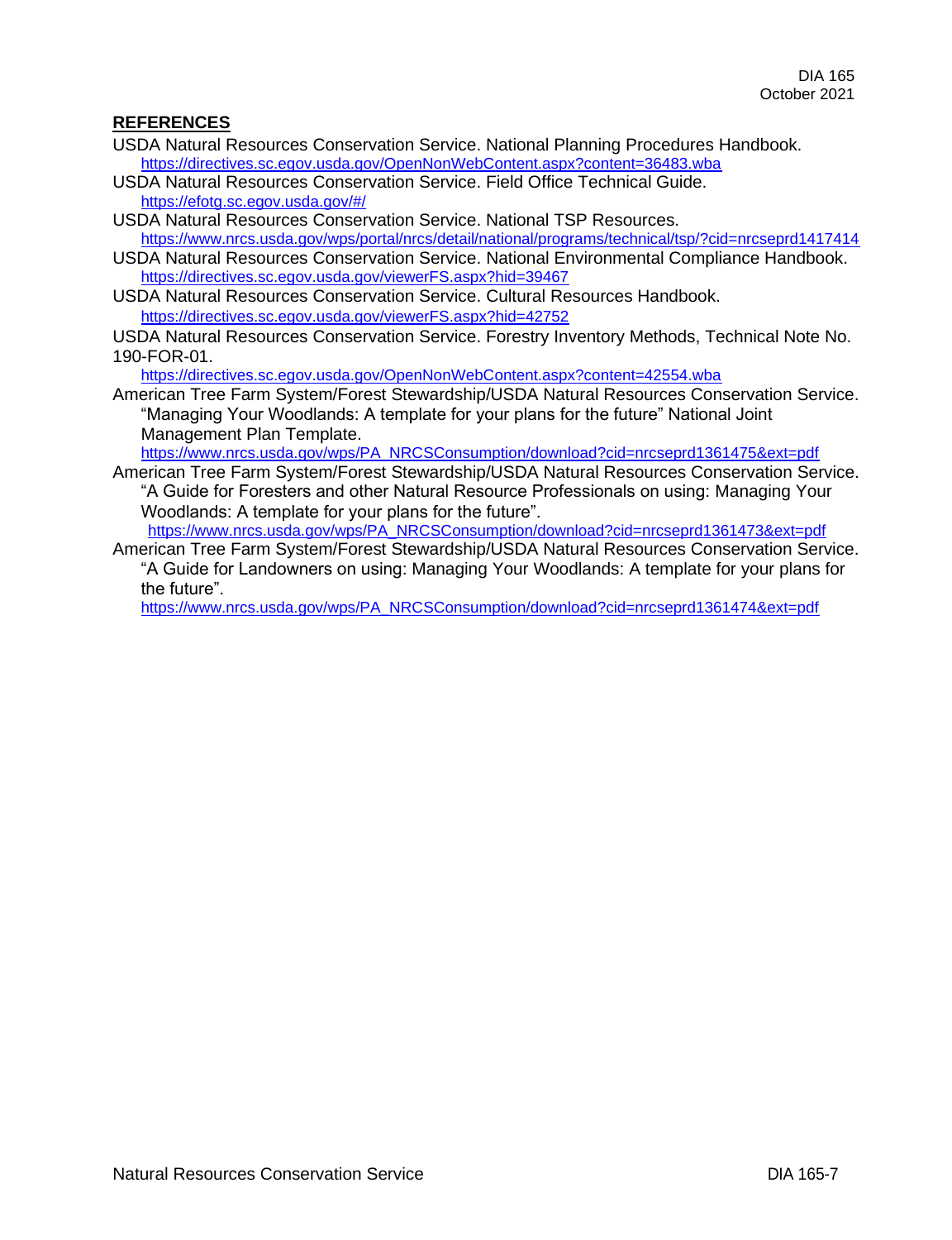## REFERENCES

USDA Natural Resources Conservation Service. National Planning Procedures Handbook. https://directives.sc.egov.usda.gov/OpenNonWebContent.aspx?content=36483.wba

USDA Natural Resources Conservation Service. Field Office Technical Guide. https://efotg.sc.egov.usda.gov/#/

USDA Natural Resources Conservation Service. National TSP Resources. https://www.nrcs.usda.gov/wps/portal/nrcs/detail/national/programs/technical/tsp/?cid=nrcseprd1417414

USDA Natural Resources Conservation Service. National Environmental Compliance Handbook. https://directives.sc.egov.usda.gov/viewerFS.aspx?hid=39467

USDA Natural Resources Conservation Service. Cultural Resources Handbook. https://directives.sc.egov.usda.gov/viewerFS.aspx?hid=42752

USDA Natural Resources Conservation Service. Forestry Inventory Methods, Technical Note No. 190-FOR-01. https://directives.sc.egov.usda.gov/OpenNonWebContent.aspx?content=42554.wba

American Tree Farm System/Forest Stewardship/USDA Natural Resources Conservation Service. "Managing Your Woodlands: A template for your plans for the future" National Joint Management Plan Template. https://www.nrcs.usda.gov/wps/PA_NRCSConsumption/download?cid=nrcseprd1361475&ext=pdf

American Tree Farm System/Forest Stewardship/USDA Natural Resources Conservation Service. "A Guide for Foresters and other Natural Resource Professionals on using: Managing Your Woodlands: A template for your plans for the future". https://www.nrcs.usda.gov/wps/PA_NRCSConsumption/download?cid=nrcseprd1361473&ext=pdf

American Tree Farm System/Forest Stewardship/USDA Natural Resources Conservation Service. "A Guide for Landowners on using: Managing Your Woodlands: A template for your plans for the future". https://www.nrcs.usda.gov/wps/PA_NRCSConsumption/download?cid=nrcseprd1361474&ext=pdf